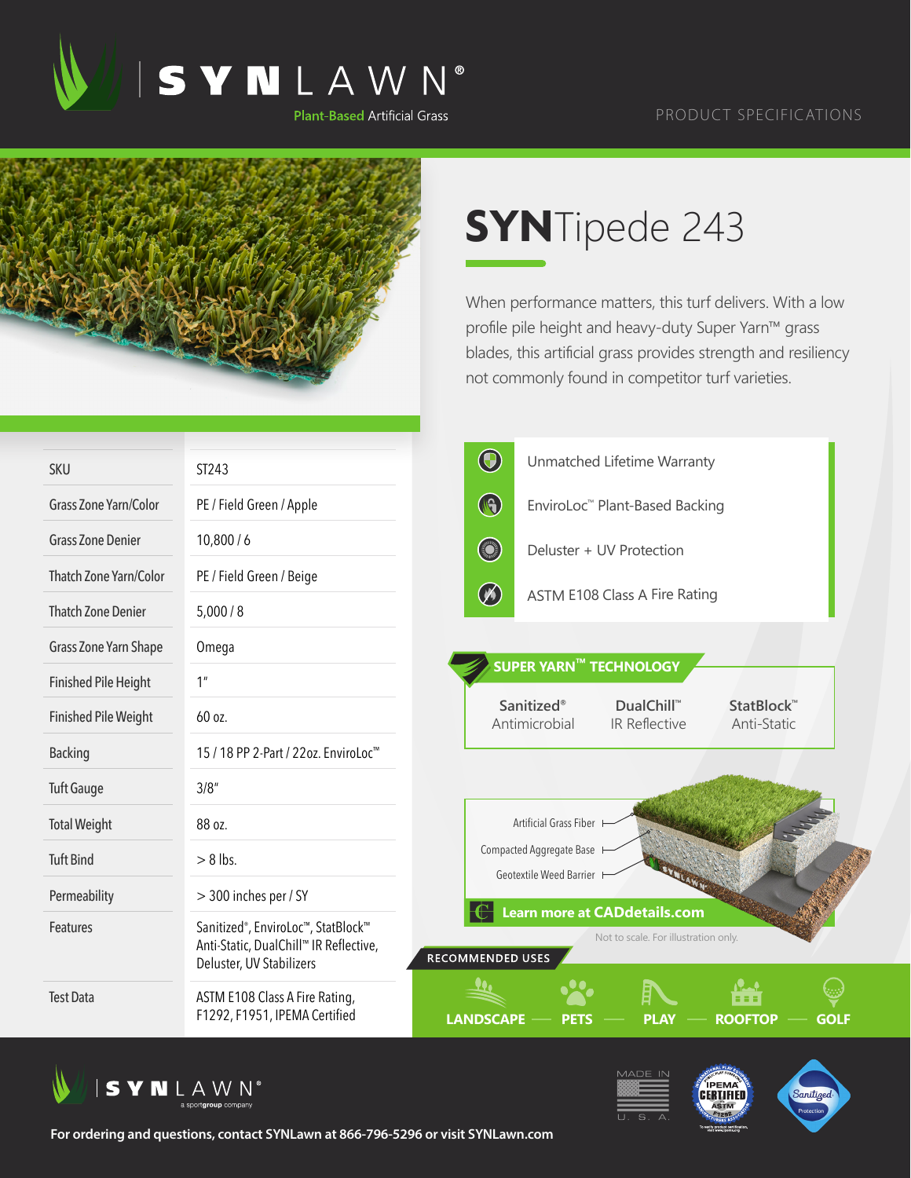# SYNLAWN®

Plant-Based Artificial Grass

PRODUCT SPECIFICATIONS

## SYNTipede 243

When performance matters, this turf delivers. With a low profile pile height and heavy-duty Super Yarn™ grass blades, this artificial grass provides strength and resiliency not commonly found in competitor turf varieties.

| | |
|---|---|
| SKU | ST243 |
| Grass Zone Yarn/Color | PE / Field Green / Apple |
| Grass Zone Denier | 10,800 / 6 |
| Thatch Zone Yarn/Color | PE / Field Green / Beige |
| Thatch Zone Denier | 5,000 / 8 |
| Grass Zone Yarn Shape | Omega |
| Finished Pile Height | 1" |
| Finished Pile Weight | 60 oz. |
| Backing | 15 / 18 PP 2-Part / 22oz. EnviroLoc™ |
| Tuft Gauge | 3/8" |
| Total Weight | 88 oz. |
| Tuft Bind | > 8 lbs. |
| Permeability | > 300 inches per / SY |
| Features | Sanitized®, EnviroLoc™, StatBlock™ Anti-Static, DualChill™ IR Reflective, Deluster, UV Stabilizers |
| Test Data | ASTM E108 Class A Fire Rating, F1292, F1951, IPEMA Certified |

- Unmatched Lifetime Warranty
- EnviroLoc™ Plant-Based Backing
- Deluster + UV Protection
- ASTM E108 Class A Fire Rating

### SUPER YARN™ TECHNOLOGY

| Sanitized® | DualChill™ | StatBlock™ |
|---|---|---|
| Antimicrobial | IR Reflective | Anti-Static |

Artificial Grass Fiber

Compacted Aggregate Base

Geotextile Weed Barrier

**Learn more at CADdetails.com**

Not to scale. For illustration only.

### RECOMMENDED USES

LANDSCAPE — PETS — PLAY — ROOFTOP — GOLF

SYNLAWN® a sportgroup company

MADE IN U. S. A.

IPEMA CERTIFIED ASTM F1292

Sanitized Protection

**For ordering and questions, contact SYNLawn at 866-796-5296 or visit SYNLawn.com**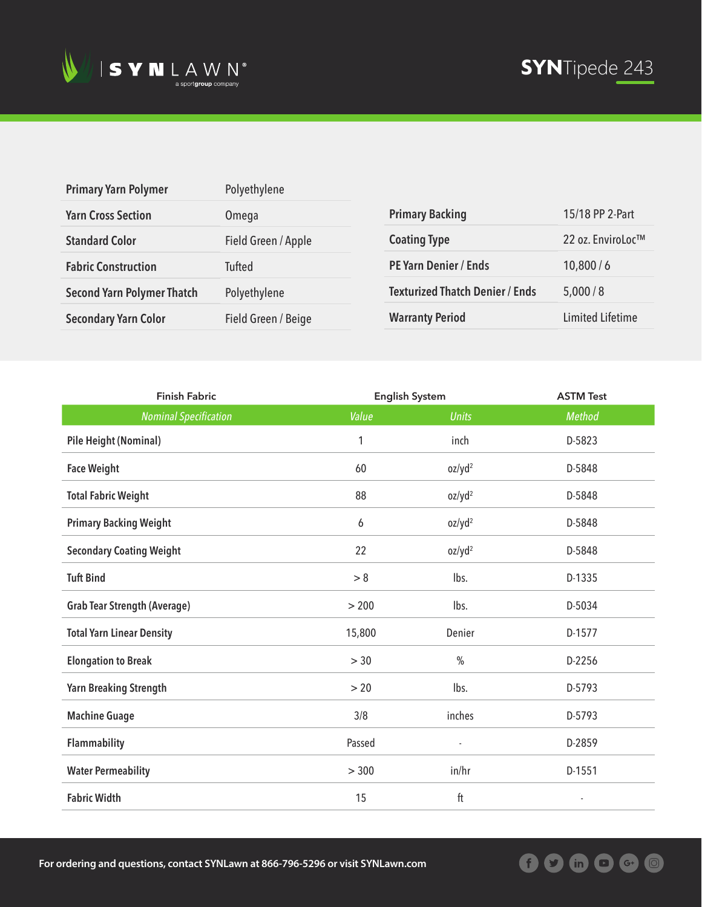SYNLAWN® a sportgroup company

# SYNTipede 243

| | |
|---|---|
| Primary Yarn Polymer | Polyethylene |
| Yarn Cross Section | Omega |
| Standard Color | Field Green / Apple |
| Fabric Construction | Tufted |
| Second Yarn Polymer Thatch | Polyethylene |
| Secondary Yarn Color | Field Green / Beige |

| | |
|---|---|
| Primary Backing | 15/18 PP 2-Part |
| Coating Type | 22 oz. EnviroLoc™ |
| PE Yarn Denier / Ends | 10,800 / 6 |
| Texturized Thatch Denier / Ends | 5,000 / 8 |
| Warranty Period | Limited Lifetime |

| Finish Fabric | English System | | ASTM Test |
|---|---|---|---|
| *Nominal Specification* | *Value* | *Units* | *Method* |
| Pile Height (Nominal) | 1 | inch | D-5823 |
| Face Weight | 60 | $oz/yd^2$ | D-5848 |
| Total Fabric Weight | 88 | $oz/yd^2$ | D-5848 |
| Primary Backing Weight | 6 | $oz/yd^2$ | D-5848 |
| Secondary Coating Weight | 22 | $oz/yd^2$ | D-5848 |
| Tuft Bind | > 8 | lbs. | D-1335 |
| Grab Tear Strength (Average) | > 200 | lbs. | D-5034 |
| Total Yarn Linear Density | 15,800 | Denier | D-1577 |
| Elongation to Break | > 30 | % | D-2256 |
| Yarn Breaking Strength | > 20 | lbs. | D-5793 |
| Machine Guage | 3/8 | inches | D-5793 |
| Flammability | Passed | - | D-2859 |
| Water Permeability | > 300 | in/hr | D-1551 |
| Fabric Width | 15 | ft | - |

**For ordering and questions, contact SYNLawn at 866-796-5296 or visit SYNLawn.com**